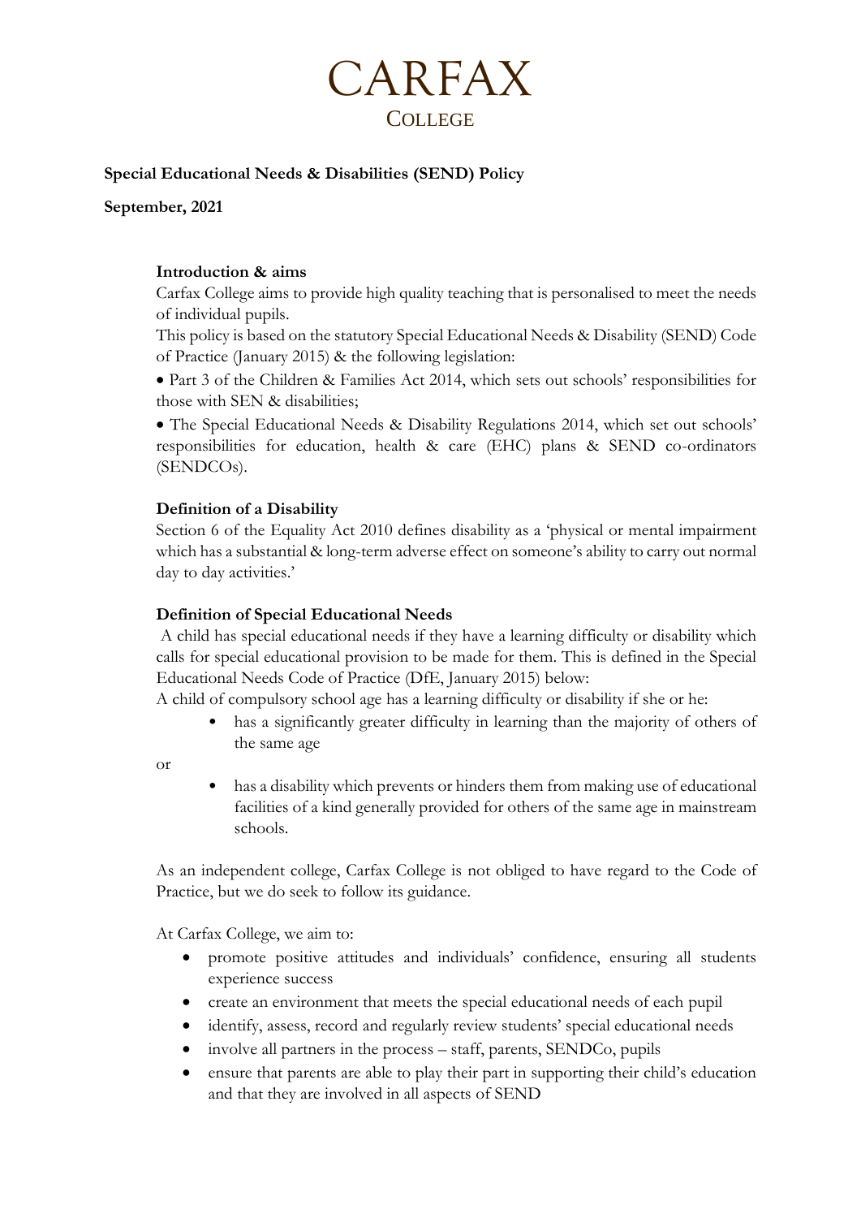# CARFAX
## COLLEGE

**Special Educational Needs & Disabilities (SEND) Policy**

**September, 2021**

### Introduction & aims

Carfax College aims to provide high quality teaching that is personalised to meet the needs of individual pupils.

This policy is based on the statutory Special Educational Needs & Disability (SEND) Code of Practice (January 2015) & the following legislation:

- Part 3 of the Children & Families Act 2014, which sets out schools' responsibilities for those with SEN & disabilities;
- The Special Educational Needs & Disability Regulations 2014, which set out schools' responsibilities for education, health & care (EHC) plans & SEND co-ordinators (SENDCOs).

### Definition of a Disability

Section 6 of the Equality Act 2010 defines disability as a 'physical or mental impairment which has a substantial & long-term adverse effect on someone's ability to carry out normal day to day activities.'

### Definition of Special Educational Needs

A child has special educational needs if they have a learning difficulty or disability which calls for special educational provision to be made for them. This is defined in the Special Educational Needs Code of Practice (DfE, January 2015) below:

A child of compulsory school age has a learning difficulty or disability if she or he:

- has a significantly greater difficulty in learning than the majority of others of the same age

or

- has a disability which prevents or hinders them from making use of educational facilities of a kind generally provided for others of the same age in mainstream schools.

As an independent college, Carfax College is not obliged to have regard to the Code of Practice, but we do seek to follow its guidance.

At Carfax College, we aim to:

- promote positive attitudes and individuals' confidence, ensuring all students experience success
- create an environment that meets the special educational needs of each pupil
- identify, assess, record and regularly review students' special educational needs
- involve all partners in the process – staff, parents, SENDCo, pupils
- ensure that parents are able to play their part in supporting their child's education and that they are involved in all aspects of SEND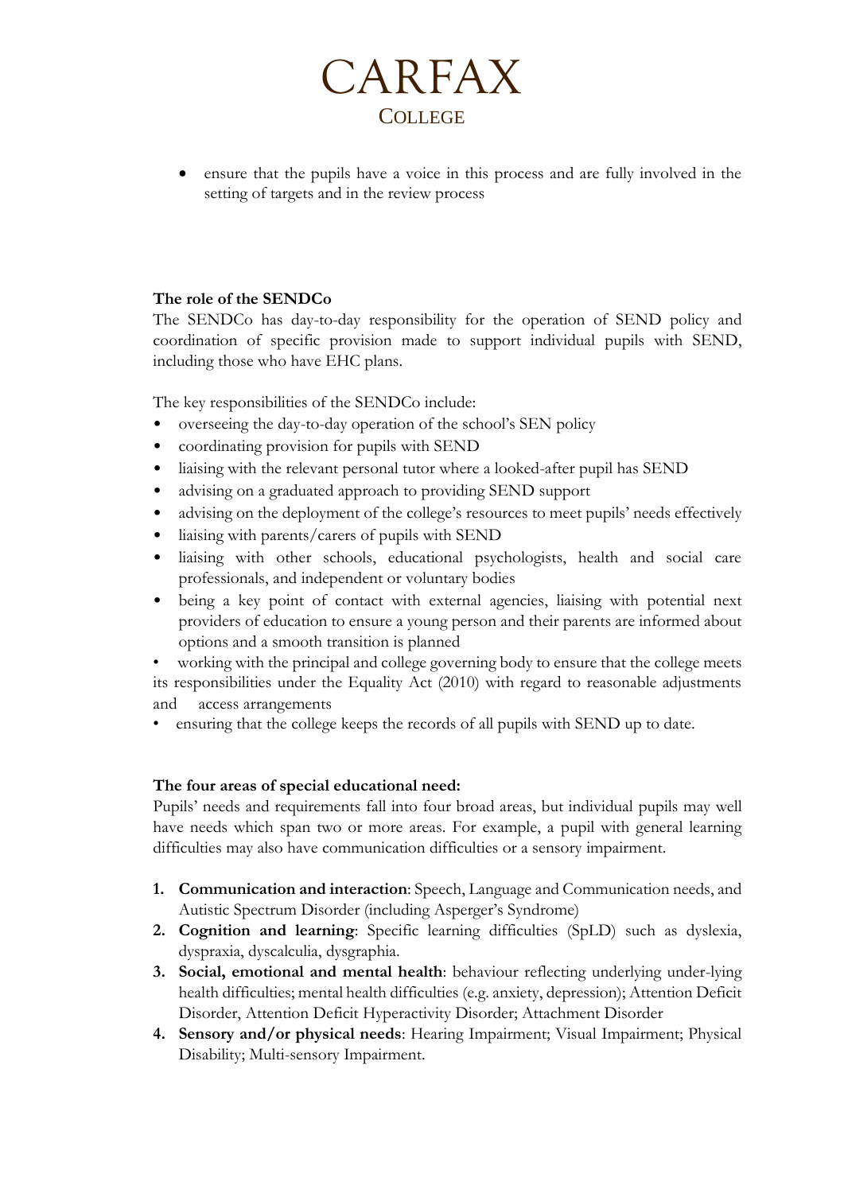- ensure that the pupils have a voice in this process and are fully involved in the setting of targets and in the review process

**The role of the SENDCo**

The SENDCo has day-to-day responsibility for the operation of SEND policy and coordination of specific provision made to support individual pupils with SEND, including those who have EHC plans.

The key responsibilities of the SENDCo include:

- overseeing the day-to-day operation of the school's SEN policy
- coordinating provision for pupils with SEND
- liaising with the relevant personal tutor where a looked-after pupil has SEND
- advising on a graduated approach to providing SEND support
- advising on the deployment of the college's resources to meet pupils' needs effectively
- liaising with parents/carers of pupils with SEND
- liaising with other schools, educational psychologists, health and social care professionals, and independent or voluntary bodies
- being a key point of contact with external agencies, liaising with potential next providers of education to ensure a young person and their parents are informed about options and a smooth transition is planned
- working with the principal and college governing body to ensure that the college meets its responsibilities under the Equality Act (2010) with regard to reasonable adjustments and access arrangements
- ensuring that the college keeps the records of all pupils with SEND up to date.

**The four areas of special educational need:**

Pupils' needs and requirements fall into four broad areas, but individual pupils may well have needs which span two or more areas. For example, a pupil with general learning difficulties may also have communication difficulties or a sensory impairment.

1. **Communication and interaction**: Speech, Language and Communication needs, and Autistic Spectrum Disorder (including Asperger's Syndrome)
2. **Cognition and learning**: Specific learning difficulties (SpLD) such as dyslexia, dyspraxia, dyscalculia, dysgraphia.
3. **Social, emotional and mental health**: behaviour reflecting underlying under-lying health difficulties; mental health difficulties (e.g. anxiety, depression); Attention Deficit Disorder, Attention Deficit Hyperactivity Disorder; Attachment Disorder
4. **Sensory and/or physical needs**: Hearing Impairment; Visual Impairment; Physical Disability; Multi-sensory Impairment.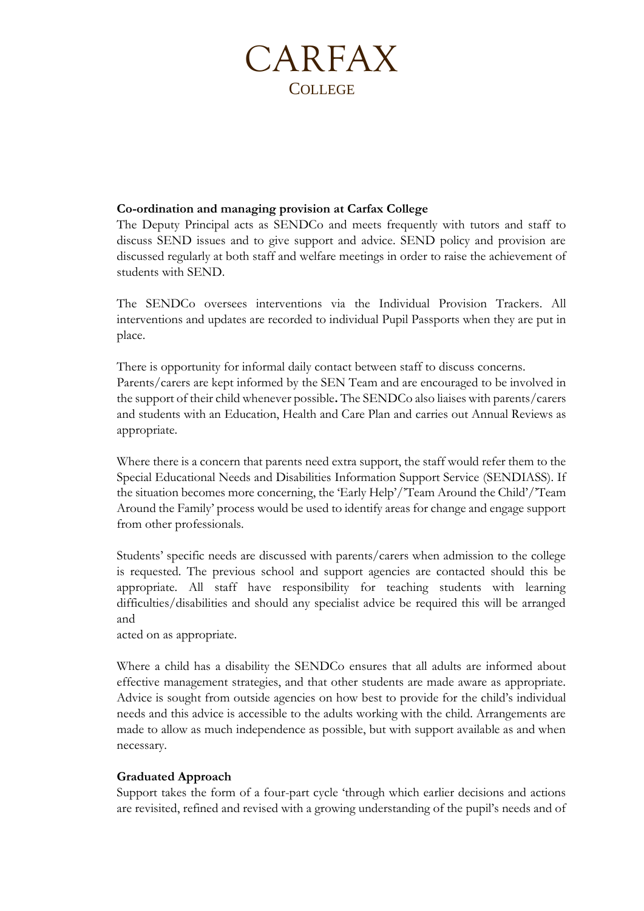**Co-ordination and managing provision at Carfax College**

The Deputy Principal acts as SENDCo and meets frequently with tutors and staff to discuss SEND issues and to give support and advice. SEND policy and provision are discussed regularly at both staff and welfare meetings in order to raise the achievement of students with SEND.

The SENDCo oversees interventions via the Individual Provision Trackers. All interventions and updates are recorded to individual Pupil Passports when they are put in place.

There is opportunity for informal daily contact between staff to discuss concerns. Parents/carers are kept informed by the SEN Team and are encouraged to be involved in the support of their child whenever possible**.** The SENDCo also liaises with parents/carers and students with an Education, Health and Care Plan and carries out Annual Reviews as appropriate.

Where there is a concern that parents need extra support, the staff would refer them to the Special Educational Needs and Disabilities Information Support Service (SENDIASS). If the situation becomes more concerning, the 'Early Help'/'Team Around the Child'/'Team Around the Family' process would be used to identify areas for change and engage support from other professionals.

Students' specific needs are discussed with parents/carers when admission to the college is requested. The previous school and support agencies are contacted should this be appropriate. All staff have responsibility for teaching students with learning difficulties/disabilities and should any specialist advice be required this will be arranged and acted on as appropriate.

Where a child has a disability the SENDCo ensures that all adults are informed about effective management strategies, and that other students are made aware as appropriate. Advice is sought from outside agencies on how best to provide for the child's individual needs and this advice is accessible to the adults working with the child. Arrangements are made to allow as much independence as possible, but with support available as and when necessary.

**Graduated Approach**

Support takes the form of a four-part cycle 'through which earlier decisions and actions are revisited, refined and revised with a growing understanding of the pupil's needs and of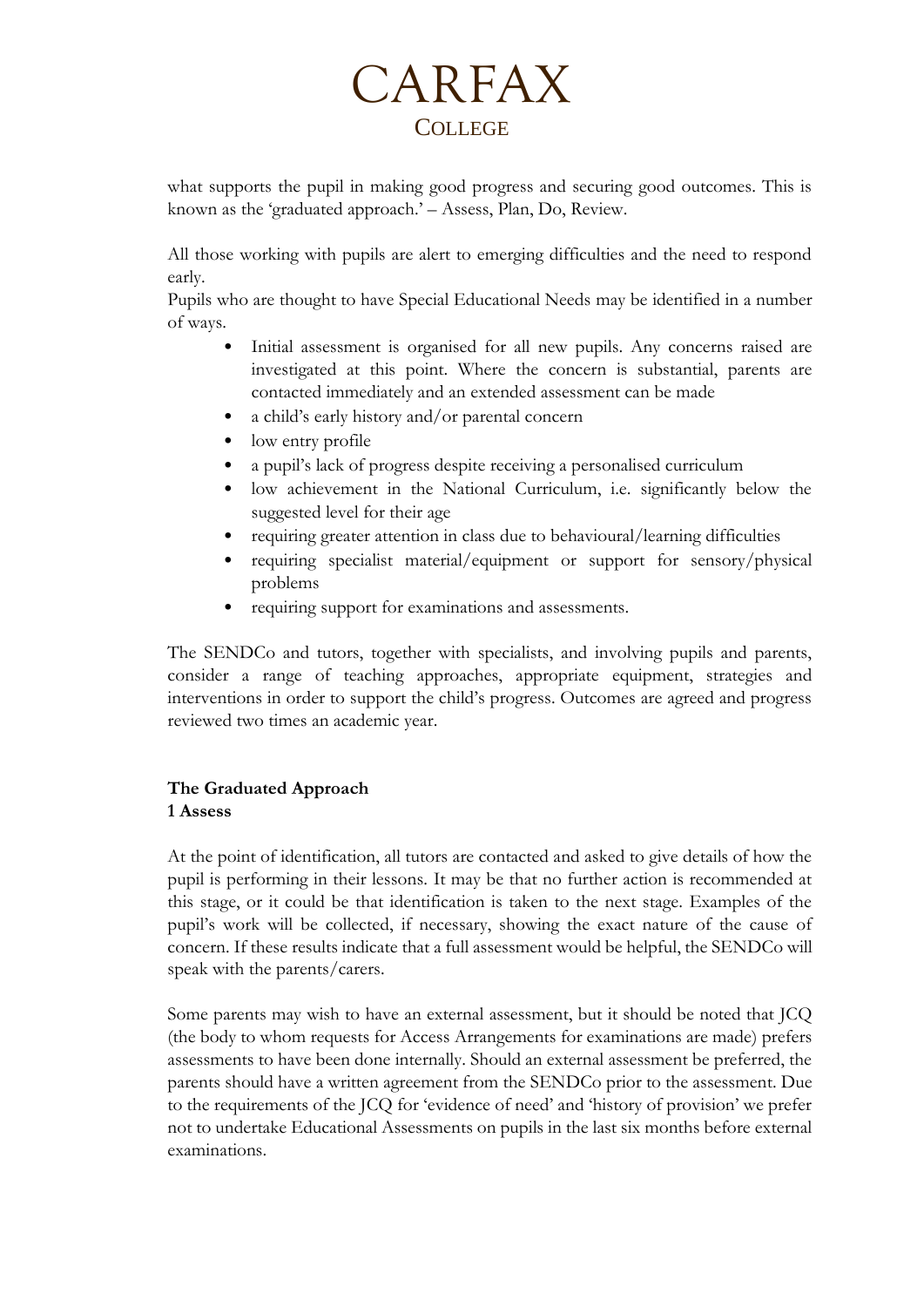what supports the pupil in making good progress and securing good outcomes. This is known as the 'graduated approach.' – Assess, Plan, Do, Review.

All those working with pupils are alert to emerging difficulties and the need to respond early.
Pupils who are thought to have Special Educational Needs may be identified in a number of ways.

- Initial assessment is organised for all new pupils. Any concerns raised are investigated at this point. Where the concern is substantial, parents are contacted immediately and an extended assessment can be made
- a child's early history and/or parental concern
- low entry profile
- a pupil's lack of progress despite receiving a personalised curriculum
- low achievement in the National Curriculum, i.e. significantly below the suggested level for their age
- requiring greater attention in class due to behavioural/learning difficulties
- requiring specialist material/equipment or support for sensory/physical problems
- requiring support for examinations and assessments.

The SENDCo and tutors, together with specialists, and involving pupils and parents, consider a range of teaching approaches, appropriate equipment, strategies and interventions in order to support the child's progress. Outcomes are agreed and progress reviewed two times an academic year.

**The Graduated Approach**
**1 Assess**

At the point of identification, all tutors are contacted and asked to give details of how the pupil is performing in their lessons. It may be that no further action is recommended at this stage, or it could be that identification is taken to the next stage. Examples of the pupil's work will be collected, if necessary, showing the exact nature of the cause of concern. If these results indicate that a full assessment would be helpful, the SENDCo will speak with the parents/carers.

Some parents may wish to have an external assessment, but it should be noted that JCQ (the body to whom requests for Access Arrangements for examinations are made) prefers assessments to have been done internally. Should an external assessment be preferred, the parents should have a written agreement from the SENDCo prior to the assessment. Due to the requirements of the JCQ for 'evidence of need' and 'history of provision' we prefer not to undertake Educational Assessments on pupils in the last six months before external examinations.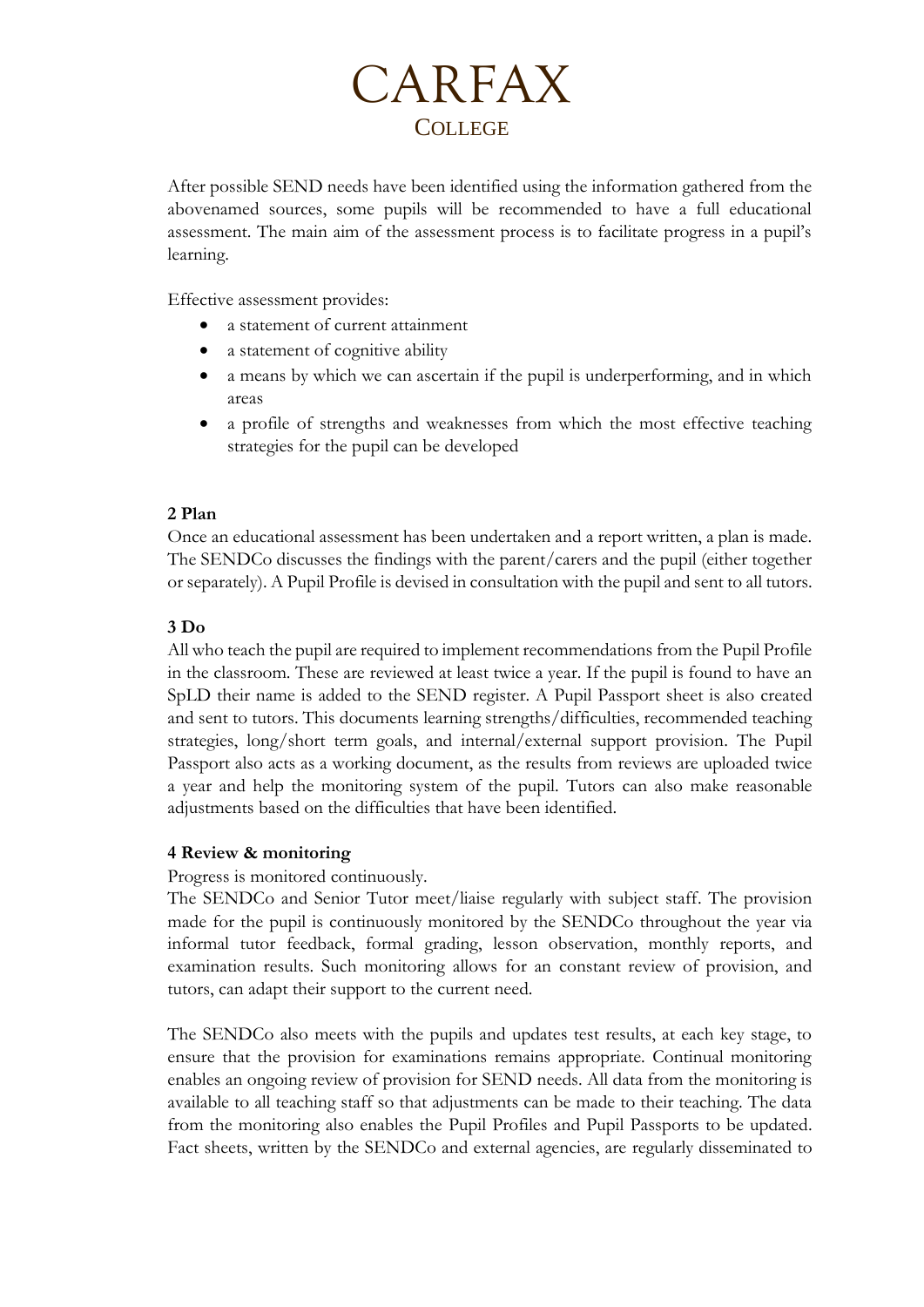After possible SEND needs have been identified using the information gathered from the abovenamed sources, some pupils will be recommended to have a full educational assessment. The main aim of the assessment process is to facilitate progress in a pupil's learning.

Effective assessment provides:

- a statement of current attainment
- a statement of cognitive ability
- a means by which we can ascertain if the pupil is underperforming, and in which areas
- a profile of strengths and weaknesses from which the most effective teaching strategies for the pupil can be developed

**2 Plan**

Once an educational assessment has been undertaken and a report written, a plan is made. The SENDCo discusses the findings with the parent/carers and the pupil (either together or separately). A Pupil Profile is devised in consultation with the pupil and sent to all tutors.

**3 Do**

All who teach the pupil are required to implement recommendations from the Pupil Profile in the classroom. These are reviewed at least twice a year. If the pupil is found to have an SpLD their name is added to the SEND register. A Pupil Passport sheet is also created and sent to tutors. This documents learning strengths/difficulties, recommended teaching strategies, long/short term goals, and internal/external support provision. The Pupil Passport also acts as a working document, as the results from reviews are uploaded twice a year and help the monitoring system of the pupil. Tutors can also make reasonable adjustments based on the difficulties that have been identified.

**4 Review & monitoring**

Progress is monitored continuously.

The SENDCo and Senior Tutor meet/liaise regularly with subject staff. The provision made for the pupil is continuously monitored by the SENDCo throughout the year via informal tutor feedback, formal grading, lesson observation, monthly reports, and examination results. Such monitoring allows for an constant review of provision, and tutors, can adapt their support to the current need.

The SENDCo also meets with the pupils and updates test results, at each key stage, to ensure that the provision for examinations remains appropriate. Continual monitoring enables an ongoing review of provision for SEND needs. All data from the monitoring is available to all teaching staff so that adjustments can be made to their teaching. The data from the monitoring also enables the Pupil Profiles and Pupil Passports to be updated. Fact sheets, written by the SENDCo and external agencies, are regularly disseminated to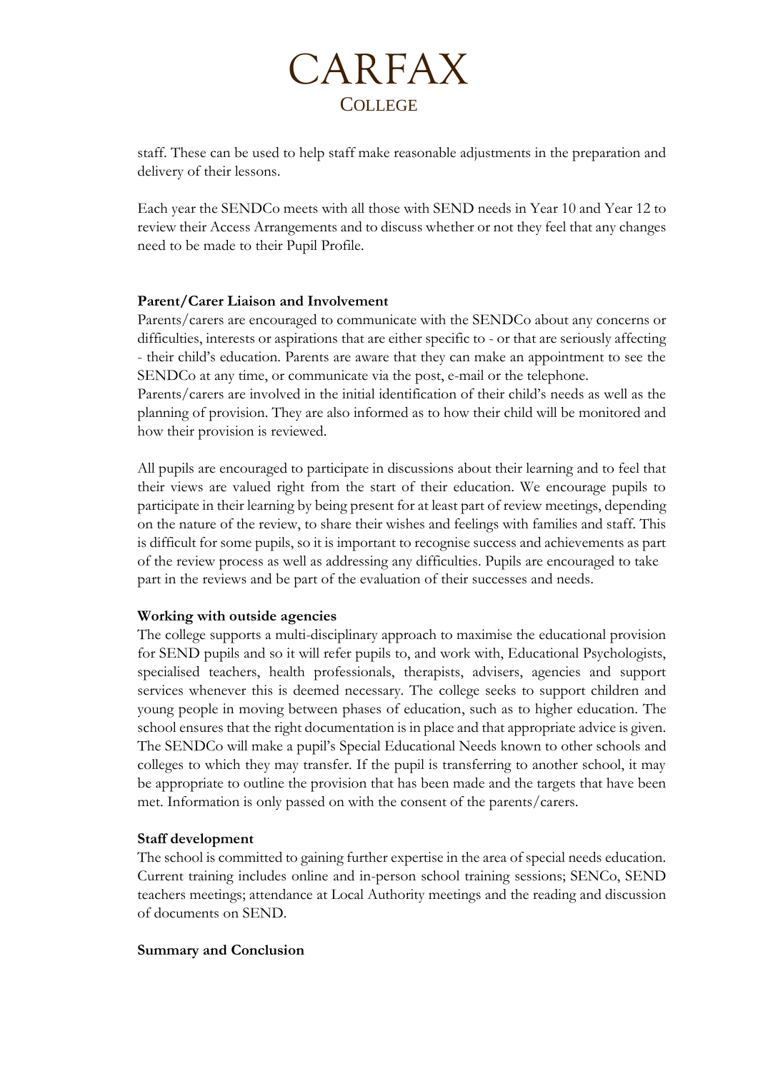staff. These can be used to help staff make reasonable adjustments in the preparation and delivery of their lessons.

Each year the SENDCo meets with all those with SEND needs in Year 10 and Year 12 to review their Access Arrangements and to discuss whether or not they feel that any changes need to be made to their Pupil Profile.

**Parent/Carer Liaison and Involvement**

Parents/carers are encouraged to communicate with the SENDCo about any concerns or difficulties, interests or aspirations that are either specific to - or that are seriously affecting - their child's education. Parents are aware that they can make an appointment to see the SENDCo at any time, or communicate via the post, e-mail or the telephone.

Parents/carers are involved in the initial identification of their child's needs as well as the planning of provision. They are also informed as to how their child will be monitored and how their provision is reviewed.

All pupils are encouraged to participate in discussions about their learning and to feel that their views are valued right from the start of their education. We encourage pupils to participate in their learning by being present for at least part of review meetings, depending on the nature of the review, to share their wishes and feelings with families and staff. This is difficult for some pupils, so it is important to recognise success and achievements as part of the review process as well as addressing any difficulties. Pupils are encouraged to take part in the reviews and be part of the evaluation of their successes and needs.

**Working with outside agencies**

The college supports a multi-disciplinary approach to maximise the educational provision for SEND pupils and so it will refer pupils to, and work with, Educational Psychologists, specialised teachers, health professionals, therapists, advisers, agencies and support services whenever this is deemed necessary. The college seeks to support children and young people in moving between phases of education, such as to higher education. The school ensures that the right documentation is in place and that appropriate advice is given. The SENDCo will make a pupil's Special Educational Needs known to other schools and colleges to which they may transfer. If the pupil is transferring to another school, it may be appropriate to outline the provision that has been made and the targets that have been met. Information is only passed on with the consent of the parents/carers.

**Staff development**

The school is committed to gaining further expertise in the area of special needs education. Current training includes online and in-person school training sessions; SENCo, SEND teachers meetings; attendance at Local Authority meetings and the reading and discussion of documents on SEND.

**Summary and Conclusion**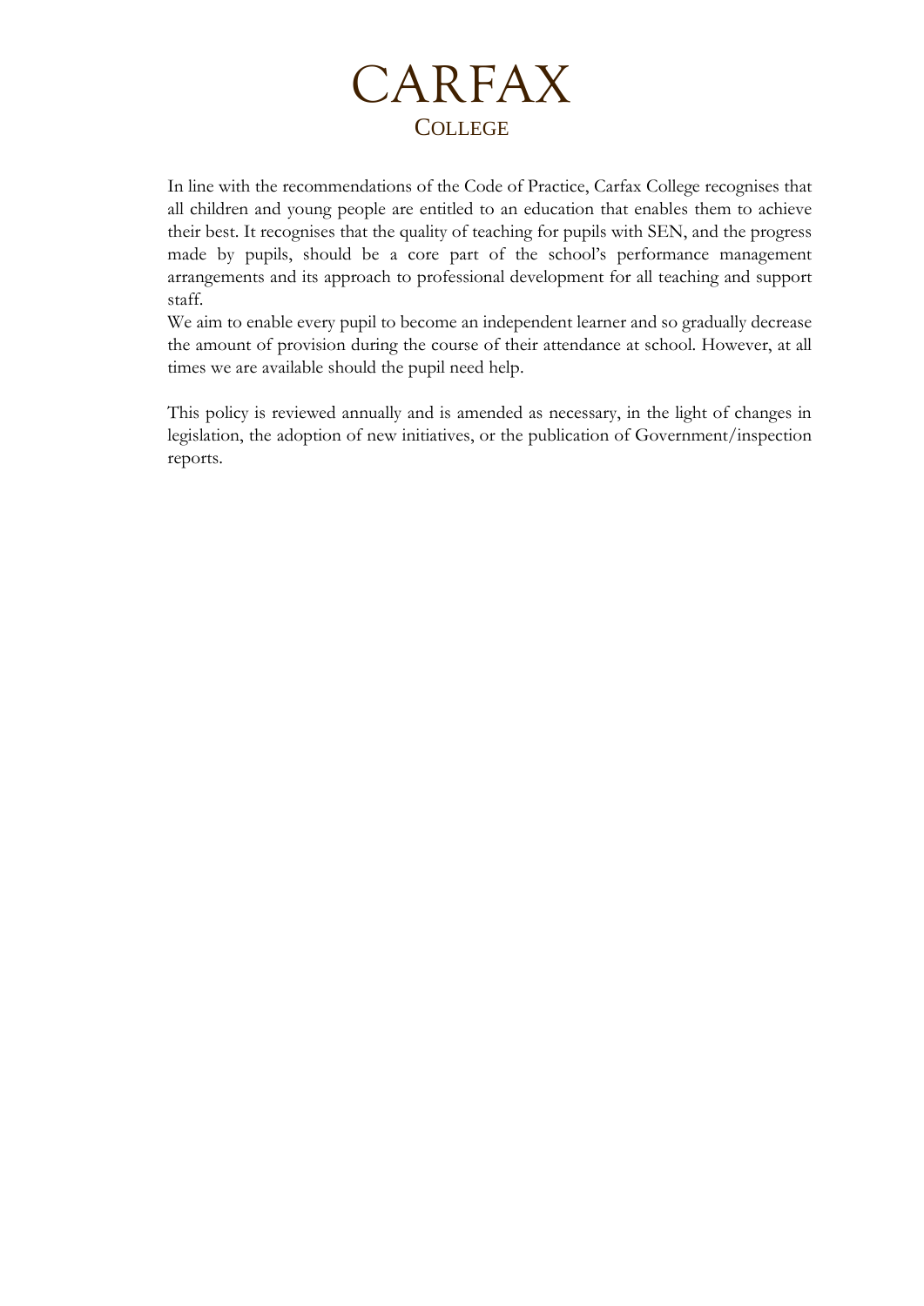# CARFAX
## College

In line with the recommendations of the Code of Practice, Carfax College recognises that all children and young people are entitled to an education that enables them to achieve their best. It recognises that the quality of teaching for pupils with SEN, and the progress made by pupils, should be a core part of the school's performance management arrangements and its approach to professional development for all teaching and support staff.

We aim to enable every pupil to become an independent learner and so gradually decrease the amount of provision during the course of their attendance at school. However, at all times we are available should the pupil need help.

This policy is reviewed annually and is amended as necessary, in the light of changes in legislation, the adoption of new initiatives, or the publication of Government/inspection reports.